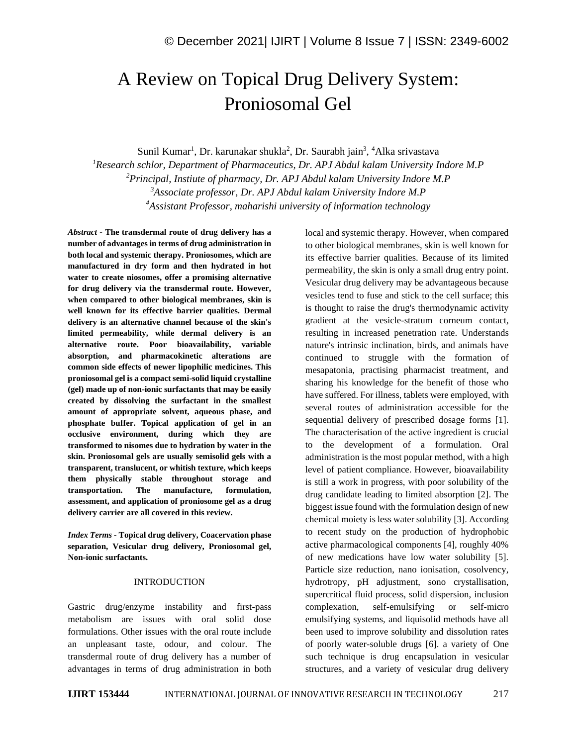# A Review on Topical Drug Delivery System: Proniosomal Gel

Sunil Kumar[1], Dr. karunakar shukla[2], Dr. Saurabh jain[3], [4]Alka srivastava

[1]*Research schlor, Department of Pharmaceutics, Dr. APJ Abdul kalam University Indore M.P*
[2]*Principal, Instiute of pharmacy, Dr. APJ Abdul kalam University Indore M.P*
[3]*Associate professor, Dr. APJ Abdul kalam University Indore M.P*
[4]*Assistant Professor, maharishi university of information technology*

***Abstract* - The transdermal route of drug delivery has a number of advantages in terms of drug administration in both local and systemic therapy. Proniosomes, which are manufactured in dry form and then hydrated in hot water to create niosomes, offer a promising alternative for drug delivery via the transdermal route. However, when compared to other biological membranes, skin is well known for its effective barrier qualities. Dermal delivery is an alternative channel because of the skin's limited permeability, while dermal delivery is an alternative route. Poor bioavailability, variable absorption, and pharmacokinetic alterations are common side effects of newer lipophilic medicines. This proniosomal gel is a compact semi-solid liquid crystalline (gel) made up of non-ionic surfactants that may be easily created by dissolving the surfactant in the smallest amount of appropriate solvent, aqueous phase, and phosphate buffer. Topical application of gel in an occlusive environment, during which they are transformed to nisomes due to hydration by water in the skin. Proniosomal gels are usually semisolid gels with a transparent, translucent, or whitish texture, which keeps them physically stable throughout storage and transportation. The manufacture, formulation, assessment, and application of proniosome gel as a drug delivery carrier are all covered in this review.**

***Index Terms* - Topical drug delivery, Coacervation phase separation, Vesicular drug delivery, Proniosomal gel, Non-ionic surfactants.**

## INTRODUCTION

Gastric drug/enzyme instability and first-pass metabolism are issues with oral solid dose formulations. Other issues with the oral route include an unpleasant taste, odour, and colour. The transdermal route of drug delivery has a number of advantages in terms of drug administration in both local and systemic therapy. However, when compared to other biological membranes, skin is well known for its effective barrier qualities. Because of its limited permeability, the skin is only a small drug entry point. Vesicular drug delivery may be advantageous because vesicles tend to fuse and stick to the cell surface; this is thought to raise the drug's thermodynamic activity gradient at the vesicle-stratum corneum contact, resulting in increased penetration rate. Understands nature's intrinsic inclination, birds, and animals have continued to struggle with the formation of mesapatonia, practising pharmacist treatment, and sharing his knowledge for the benefit of those who have suffered. For illness, tablets were employed, with several routes of administration accessible for the sequential delivery of prescribed dosage forms [1]. The characterisation of the active ingredient is crucial to the development of a formulation. Oral administration is the most popular method, with a high level of patient compliance. However, bioavailability is still a work in progress, with poor solubility of the drug candidate leading to limited absorption [2]. The biggest issue found with the formulation design of new chemical moiety is less water solubility [3]. According to recent study on the production of hydrophobic active pharmacological components [4], roughly 40% of new medications have low water solubility [5]. Particle size reduction, nano ionisation, cosolvency, hydrotropy, pH adjustment, sono crystallisation, supercritical fluid process, solid dispersion, inclusion complexation, self-emulsifying or self-micro emulsifying systems, and liquisolid methods have all been used to improve solubility and dissolution rates of poorly water-soluble drugs [6]. a variety of One such technique is drug encapsulation in vesicular structures, and a variety of vesicular drug delivery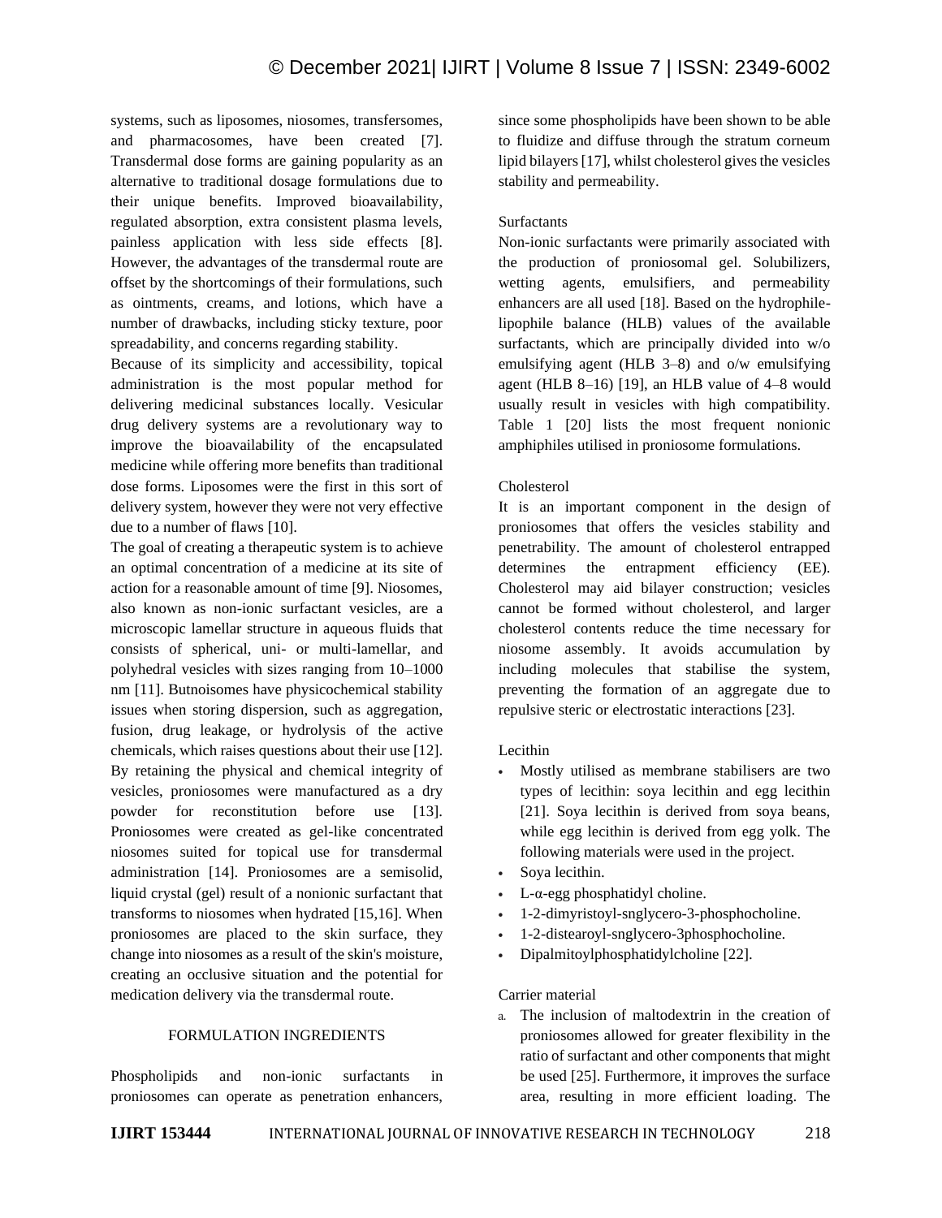systems, such as liposomes, niosomes, transfersomes, and pharmacosomes, have been created [7]. Transdermal dose forms are gaining popularity as an alternative to traditional dosage formulations due to their unique benefits. Improved bioavailability, regulated absorption, extra consistent plasma levels, painless application with less side effects [8]. However, the advantages of the transdermal route are offset by the shortcomings of their formulations, such as ointments, creams, and lotions, which have a number of drawbacks, including sticky texture, poor spreadability, and concerns regarding stability.

Because of its simplicity and accessibility, topical administration is the most popular method for delivering medicinal substances locally. Vesicular drug delivery systems are a revolutionary way to improve the bioavailability of the encapsulated medicine while offering more benefits than traditional dose forms. Liposomes were the first in this sort of delivery system, however they were not very effective due to a number of flaws [10].

The goal of creating a therapeutic system is to achieve an optimal concentration of a medicine at its site of action for a reasonable amount of time [9]. Niosomes, also known as non-ionic surfactant vesicles, are a microscopic lamellar structure in aqueous fluids that consists of spherical, uni- or multi-lamellar, and polyhedral vesicles with sizes ranging from 10–1000 nm [11]. Butnoisomes have physicochemical stability issues when storing dispersion, such as aggregation, fusion, drug leakage, or hydrolysis of the active chemicals, which raises questions about their use [12]. By retaining the physical and chemical integrity of vesicles, proniosomes were manufactured as a dry powder for reconstitution before use [13]. Proniosomes were created as gel-like concentrated niosomes suited for topical use for transdermal administration [14]. Proniosomes are a semisolid, liquid crystal (gel) result of a nonionic surfactant that transforms to niosomes when hydrated [15,16]. When proniosomes are placed to the skin surface, they change into niosomes as a result of the skin's moisture, creating an occlusive situation and the potential for medication delivery via the transdermal route.

## FORMULATION INGREDIENTS

Phospholipids and non-ionic surfactants in proniosomes can operate as penetration enhancers, since some phospholipids have been shown to be able to fluidize and diffuse through the stratum corneum lipid bilayers [17], whilst cholesterol gives the vesicles stability and permeability.

### Surfactants

Non-ionic surfactants were primarily associated with the production of proniosomal gel. Solubilizers, wetting agents, emulsifiers, and permeability enhancers are all used [18]. Based on the hydrophile-lipophile balance (HLB) values of the available surfactants, which are principally divided into w/o emulsifying agent (HLB 3–8) and o/w emulsifying agent (HLB 8–16) [19], an HLB value of 4–8 would usually result in vesicles with high compatibility. Table 1 [20] lists the most frequent nonionic amphiphiles utilised in proniosome formulations.

### Cholesterol

It is an important component in the design of proniosomes that offers the vesicles stability and penetrability. The amount of cholesterol entrapped determines the entrapment efficiency (EE). Cholesterol may aid bilayer construction; vesicles cannot be formed without cholesterol, and larger cholesterol contents reduce the time necessary for niosome assembly. It avoids accumulation by including molecules that stabilise the system, preventing the formation of an aggregate due to repulsive steric or electrostatic interactions [23].

### Lecithin

- Mostly utilised as membrane stabilisers are two types of lecithin: soya lecithin and egg lecithin [21]. Soya lecithin is derived from soya beans, while egg lecithin is derived from egg yolk. The following materials were used in the project.
- Soya lecithin.
- L-α-egg phosphatidyl choline.
- 1-2-dimyristoyl-snglycero-3-phosphocholine.
- 1-2-distearoyl-snglycero-3phosphocholine.
- Dipalmitoylphosphatidylcholine [22].

### Carrier material

a. The inclusion of maltodextrin in the creation of proniosomes allowed for greater flexibility in the ratio of surfactant and other components that might be used [25]. Furthermore, it improves the surface area, resulting in more efficient loading. The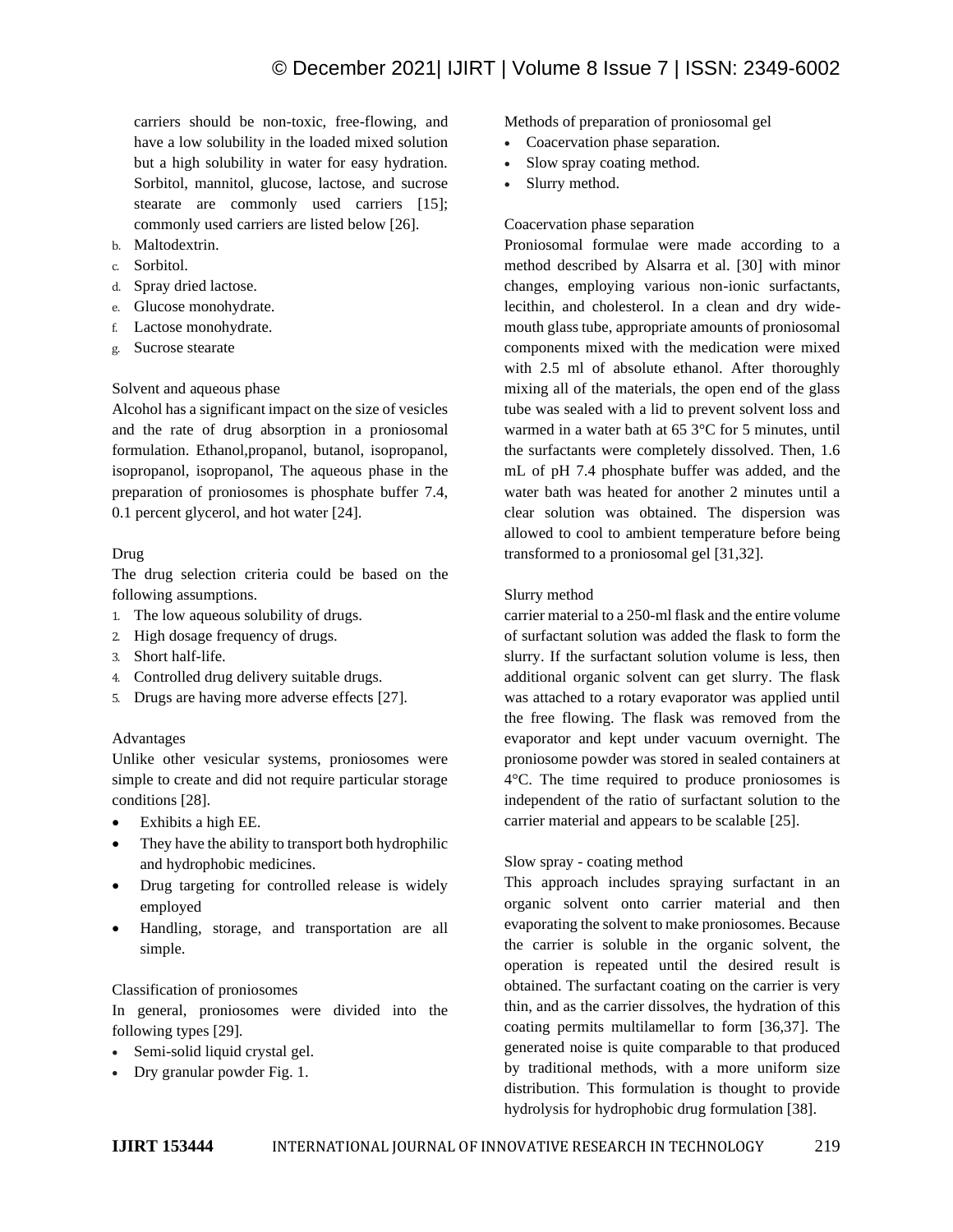carriers should be non-toxic, free-flowing, and have a low solubility in the loaded mixed solution but a high solubility in water for easy hydration. Sorbitol, mannitol, glucose, lactose, and sucrose stearate are commonly used carriers [15]; commonly used carriers are listed below [26].

b. Maltodextrin.
c. Sorbitol.
d. Spray dried lactose.
e. Glucose monohydrate.
f. Lactose monohydrate.
g. Sucrose stearate

Solvent and aqueous phase

Alcohol has a significant impact on the size of vesicles and the rate of drug absorption in a proniosomal formulation. Ethanol,propanol, butanol, isopropanol, isopropanol, isopropanol, The aqueous phase in the preparation of proniosomes is phosphate buffer 7.4, 0.1 percent glycerol, and hot water [24].

Drug

The drug selection criteria could be based on the following assumptions.

1. The low aqueous solubility of drugs.
2. High dosage frequency of drugs.
3. Short half-life.
4. Controlled drug delivery suitable drugs.
5. Drugs are having more adverse effects [27].

Advantages

Unlike other vesicular systems, proniosomes were simple to create and did not require particular storage conditions [28].

- Exhibits a high EE.
- They have the ability to transport both hydrophilic and hydrophobic medicines.
- Drug targeting for controlled release is widely employed
- Handling, storage, and transportation are all simple.

Classification of proniosomes

In general, proniosomes were divided into the following types [29].

- Semi-solid liquid crystal gel.
- Dry granular powder Fig. 1.

Methods of preparation of proniosomal gel

- Coacervation phase separation.
- Slow spray coating method.
- Slurry method.

Coacervation phase separation

Proniosomal formulae were made according to a method described by Alsarra et al. [30] with minor changes, employing various non-ionic surfactants, lecithin, and cholesterol. In a clean and dry wide-mouth glass tube, appropriate amounts of proniosomal components mixed with the medication were mixed with 2.5 ml of absolute ethanol. After thoroughly mixing all of the materials, the open end of the glass tube was sealed with a lid to prevent solvent loss and warmed in a water bath at 65 3°C for 5 minutes, until the surfactants were completely dissolved. Then, 1.6 mL of pH 7.4 phosphate buffer was added, and the water bath was heated for another 2 minutes until a clear solution was obtained. The dispersion was allowed to cool to ambient temperature before being transformed to a proniosomal gel [31,32].

Slurry method

carrier material to a 250-ml flask and the entire volume of surfactant solution was added the flask to form the slurry. If the surfactant solution volume is less, then additional organic solvent can get slurry. The flask was attached to a rotary evaporator was applied until the free flowing. The flask was removed from the evaporator and kept under vacuum overnight. The proniosome powder was stored in sealed containers at 4°C. The time required to produce proniosomes is independent of the ratio of surfactant solution to the carrier material and appears to be scalable [25].

Slow spray - coating method

This approach includes spraying surfactant in an organic solvent onto carrier material and then evaporating the solvent to make proniosomes. Because the carrier is soluble in the organic solvent, the operation is repeated until the desired result is obtained. The surfactant coating on the carrier is very thin, and as the carrier dissolves, the hydration of this coating permits multilamellar to form [36,37]. The generated noise is quite comparable to that produced by traditional methods, with a more uniform size distribution. This formulation is thought to provide hydrolysis for hydrophobic drug formulation [38].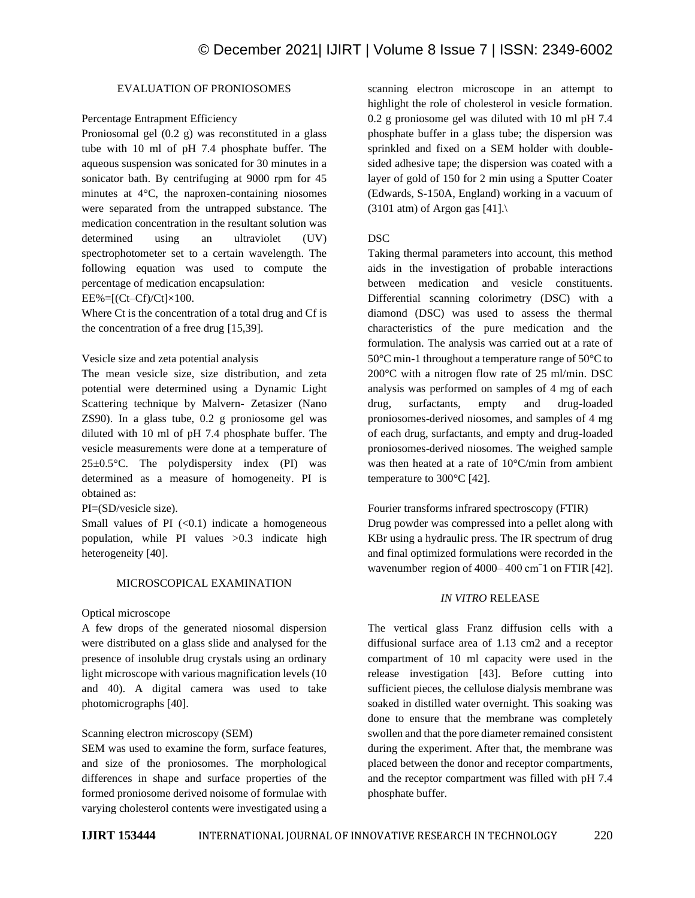## EVALUATION OF PRONIOSOMES

### Percentage Entrapment Efficiency

Proniosomal gel (0.2 g) was reconstituted in a glass tube with 10 ml of pH 7.4 phosphate buffer. The aqueous suspension was sonicated for 30 minutes in a sonicator bath. By centrifuging at 9000 rpm for 45 minutes at 4°C, the naproxen-containing niosomes were separated from the untrapped substance. The medication concentration in the resultant solution was determined using an ultraviolet (UV) spectrophotometer set to a certain wavelength. The following equation was used to compute the percentage of medication encapsulation:

$EE\% = [(Ct - Cf)/Ct] \times 100$.

Where Ct is the concentration of a total drug and Cf is the concentration of a free drug [15,39].

### Vesicle size and zeta potential analysis

The mean vesicle size, size distribution, and zeta potential were determined using a Dynamic Light Scattering technique by Malvern- Zetasizer (Nano ZS90). In a glass tube, 0.2 g proniosome gel was diluted with 10 ml of pH 7.4 phosphate buffer. The vesicle measurements were done at a temperature of 25±0.5°C. The polydispersity index (PI) was determined as a measure of homogeneity. PI is obtained as:

$PI = (SD/\text{vesicle size})$.

Small values of PI (<0.1) indicate a homogeneous population, while PI values >0.3 indicate high heterogeneity [40].

## MICROSCOPICAL EXAMINATION

### Optical microscope

A few drops of the generated niosomal dispersion were distributed on a glass slide and analysed for the presence of insoluble drug crystals using an ordinary light microscope with various magnification levels (10 and 40). A digital camera was used to take photomicrographs [40].

### Scanning electron microscopy (SEM)

SEM was used to examine the form, surface features, and size of the proniosomes. The morphological differences in shape and surface properties of the formed proniosome derived noisome of formulae with varying cholesterol contents were investigated using a scanning electron microscope in an attempt to highlight the role of cholesterol in vesicle formation. 0.2 g proniosome gel was diluted with 10 ml pH 7.4 phosphate buffer in a glass tube; the dispersion was sprinkled and fixed on a SEM holder with double-sided adhesive tape; the dispersion was coated with a layer of gold of 150 for 2 min using a Sputter Coater (Edwards, S-150A, England) working in a vacuum of (3101 atm) of Argon gas [41].\

### DSC

Taking thermal parameters into account, this method aids in the investigation of probable interactions between medication and vesicle constituents. Differential scanning colorimetry (DSC) with a diamond (DSC) was used to assess the thermal characteristics of the pure medication and the formulation. The analysis was carried out at a rate of 50°C min-1 throughout a temperature range of 50°C to 200°C with a nitrogen flow rate of 25 ml/min. DSC analysis was performed on samples of 4 mg of each drug, surfactants, empty and drug-loaded proniosomes-derived niosomes, and samples of 4 mg of each drug, surfactants, and empty and drug-loaded proniosomes-derived niosomes. The weighed sample was then heated at a rate of 10°C/min from ambient temperature to 300°C [42].

### Fourier transforms infrared spectroscopy (FTIR)

Drug powder was compressed into a pellet along with KBr using a hydraulic press. The IR spectrum of drug and final optimized formulations were recorded in the wavenumber region of 4000– 400 $cm^{-1}$ on FTIR [42].

## *IN VITRO* RELEASE

The vertical glass Franz diffusion cells with a diffusional surface area of 1.13 cm2 and a receptor compartment of 10 ml capacity were used in the release investigation [43]. Before cutting into sufficient pieces, the cellulose dialysis membrane was soaked in distilled water overnight. This soaking was done to ensure that the membrane was completely swollen and that the pore diameter remained consistent during the experiment. After that, the membrane was placed between the donor and receptor compartments, and the receptor compartment was filled with pH 7.4 phosphate buffer.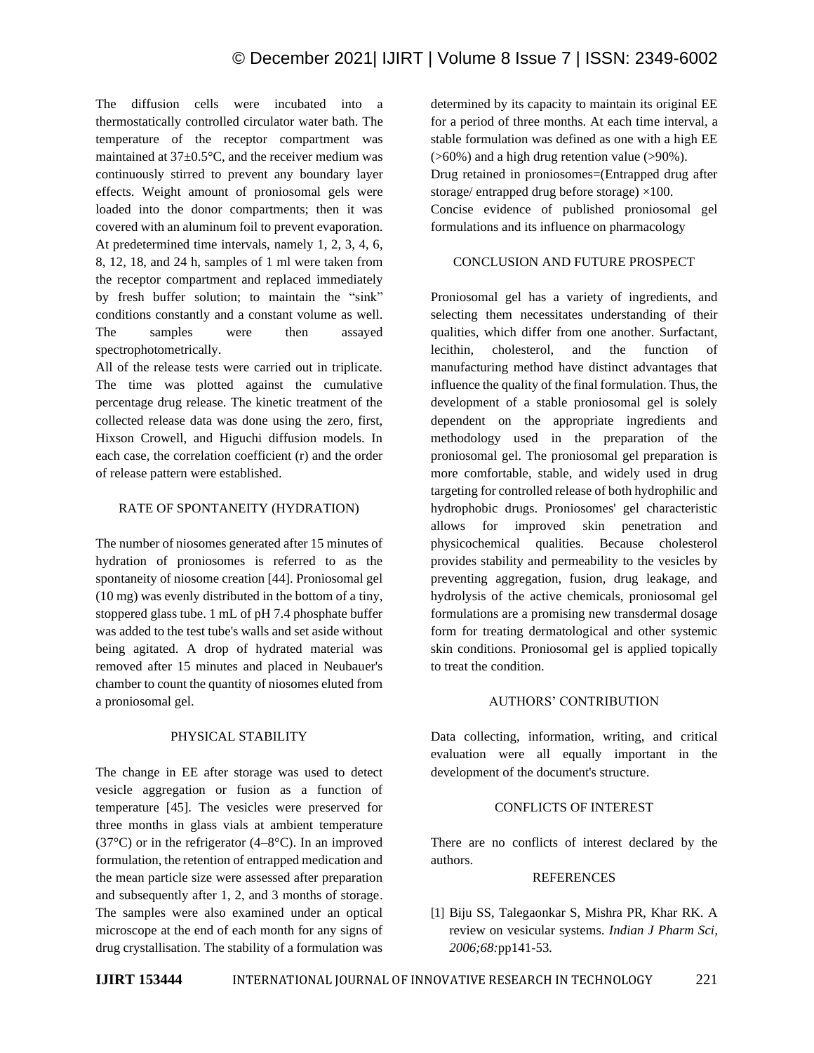The diffusion cells were incubated into a thermostatically controlled circulator water bath. The temperature of the receptor compartment was maintained at 37±0.5°C, and the receiver medium was continuously stirred to prevent any boundary layer effects. Weight amount of proniosomal gels were loaded into the donor compartments; then it was covered with an aluminum foil to prevent evaporation. At predetermined time intervals, namely 1, 2, 3, 4, 6, 8, 12, 18, and 24 h, samples of 1 ml were taken from the receptor compartment and replaced immediately by fresh buffer solution; to maintain the "sink" conditions constantly and a constant volume as well. The samples were then assayed spectrophotometrically.

All of the release tests were carried out in triplicate. The time was plotted against the cumulative percentage drug release. The kinetic treatment of the collected release data was done using the zero, first, Hixson Crowell, and Higuchi diffusion models. In each case, the correlation coefficient (r) and the order of release pattern were established.

## RATE OF SPONTANEITY (HYDRATION)

The number of niosomes generated after 15 minutes of hydration of proniosomes is referred to as the spontaneity of niosome creation [44]. Proniosomal gel (10 mg) was evenly distributed in the bottom of a tiny, stoppered glass tube. 1 mL of pH 7.4 phosphate buffer was added to the test tube's walls and set aside without being agitated. A drop of hydrated material was removed after 15 minutes and placed in Neubauer's chamber to count the quantity of niosomes eluted from a proniosomal gel.

## PHYSICAL STABILITY

The change in EE after storage was used to detect vesicle aggregation or fusion as a function of temperature [45]. The vesicles were preserved for three months in glass vials at ambient temperature (37°C) or in the refrigerator (4–8°C). In an improved formulation, the retention of entrapped medication and the mean particle size were assessed after preparation and subsequently after 1, 2, and 3 months of storage. The samples were also examined under an optical microscope at the end of each month for any signs of drug crystallisation. The stability of a formulation was determined by its capacity to maintain its original EE for a period of three months. At each time interval, a stable formulation was defined as one with a high EE (>60%) and a high drug retention value (>90%).

Drug retained in proniosomes=(Entrapped drug after storage/ entrapped drug before storage) ×100.

Concise evidence of published proniosomal gel formulations and its influence on pharmacology

## CONCLUSION AND FUTURE PROSPECT

Proniosomal gel has a variety of ingredients, and selecting them necessitates understanding of their qualities, which differ from one another. Surfactant, lecithin, cholesterol, and the function of manufacturing method have distinct advantages that influence the quality of the final formulation. Thus, the development of a stable proniosomal gel is solely dependent on the appropriate ingredients and methodology used in the preparation of the proniosomal gel. The proniosomal gel preparation is more comfortable, stable, and widely used in drug targeting for controlled release of both hydrophilic and hydrophobic drugs. Proniosomes' gel characteristic allows for improved skin penetration and physicochemical qualities. Because cholesterol provides stability and permeability to the vesicles by preventing aggregation, fusion, drug leakage, and hydrolysis of the active chemicals, proniosomal gel formulations are a promising new transdermal dosage form for treating dermatological and other systemic skin conditions. Proniosomal gel is applied topically to treat the condition.

## AUTHORS' CONTRIBUTION

Data collecting, information, writing, and critical evaluation were all equally important in the development of the document's structure.

## CONFLICTS OF INTEREST

There are no conflicts of interest declared by the authors.

## REFERENCES

[1] Biju SS, Talegaonkar S, Mishra PR, Khar RK. A review on vesicular systems. *Indian J Pharm Sci*, *2006;68:*pp141-53.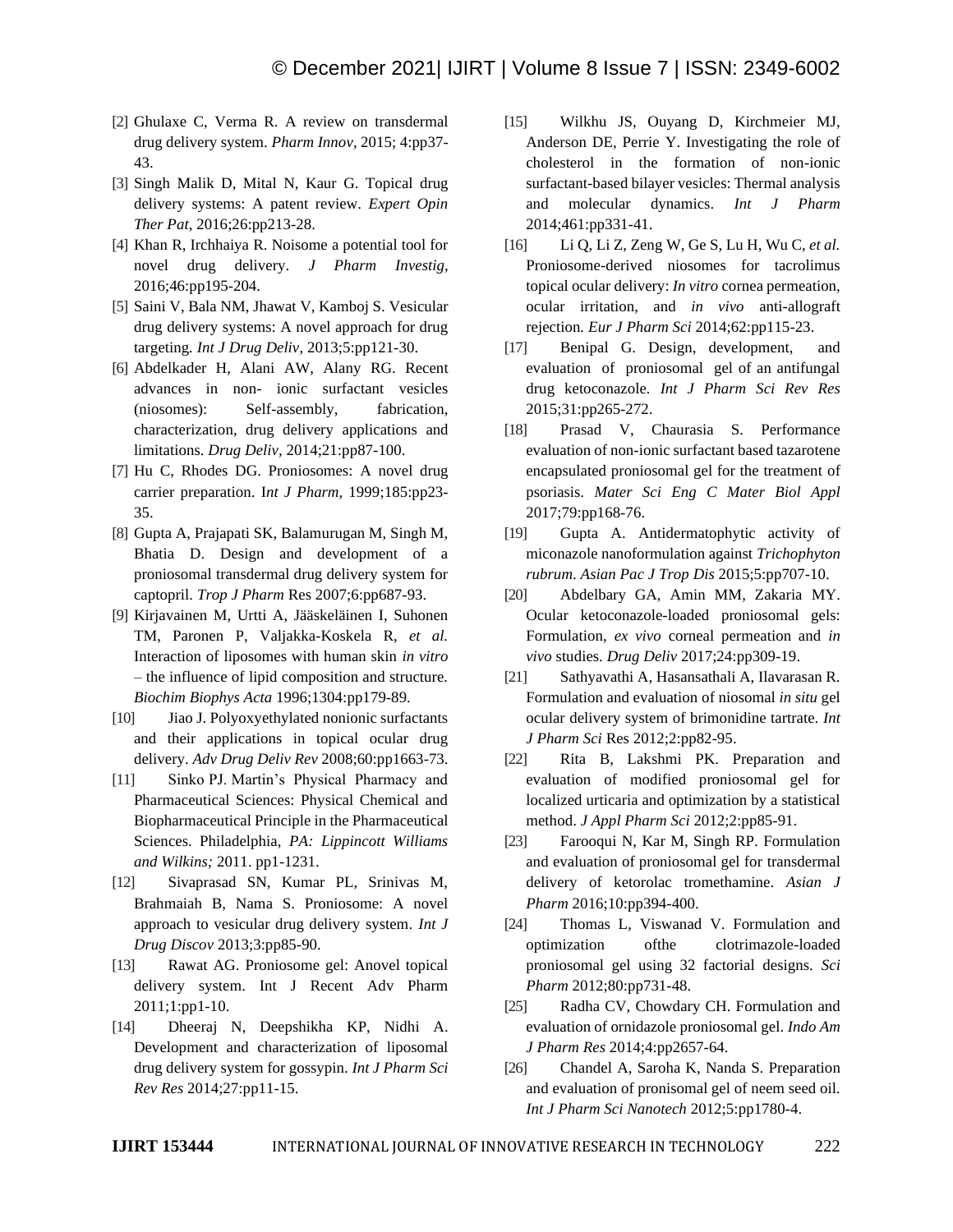[2] Ghulaxe C, Verma R. A review on transdermal drug delivery system. *Pharm Innov*, 2015; 4:pp37-43.

[3] Singh Malik D, Mital N, Kaur G. Topical drug delivery systems: A patent review. *Expert Opin Ther Pat*, 2016;26:pp213-28.

[4] Khan R, Irchhaiya R. Noisome a potential tool for novel drug delivery. *J Pharm Investig*, 2016;46:pp195-204.

[5] Saini V, Bala NM, Jhawat V, Kamboj S. Vesicular drug delivery systems: A novel approach for drug targeting. *Int J Drug Deliv*, 2013;5:pp121-30.

[6] Abdelkader H, Alani AW, Alany RG. Recent advances in non- ionic surfactant vesicles (niosomes): Self-assembly, fabrication, characterization, drug delivery applications and limitations. *Drug Deliv*, 2014;21:pp87-100.

[7] Hu C, Rhodes DG. Proniosomes: A novel drug carrier preparation. I*nt J Pharm*, 1999;185:pp23-35.

[8] Gupta A, Prajapati SK, Balamurugan M, Singh M, Bhatia D. Design and development of a proniosomal transdermal drug delivery system for captopril. *Trop J Pharm* Res 2007;6:pp687-93.

[9] Kirjavainen M, Urtti A, Jääskeläinen I, Suhonen TM, Paronen P, Valjakka-Koskela R, *et al.* Interaction of liposomes with human skin *in vitro* – the influence of lipid composition and structure. *Biochim Biophys Acta* 1996;1304:pp179-89.

[10] Jiao J. Polyoxyethylated nonionic surfactants and their applications in topical ocular drug delivery. *Adv Drug Deliv Rev* 2008;60:pp1663-73.

[11] Sinko PJ. Martin's Physical Pharmacy and Pharmaceutical Sciences: Physical Chemical and Biopharmaceutical Principle in the Pharmaceutical Sciences. Philadelphia, *PA: Lippincott Williams and Wilkins;* 2011. pp1-1231.

[12] Sivaprasad SN, Kumar PL, Srinivas M, Brahmaiah B, Nama S. Proniosome: A novel approach to vesicular drug delivery system. *Int J Drug Discov* 2013;3:pp85-90.

[13] Rawat AG. Proniosome gel: Anovel topical delivery system. Int J Recent Adv Pharm 2011;1:pp1-10.

[14] Dheeraj N, Deepshikha KP, Nidhi A. Development and characterization of liposomal drug delivery system for gossypin. *Int J Pharm Sci Rev Res* 2014;27:pp11-15.

[15] Wilkhu JS, Ouyang D, Kirchmeier MJ, Anderson DE, Perrie Y. Investigating the role of cholesterol in the formation of non-ionic surfactant-based bilayer vesicles: Thermal analysis and molecular dynamics. *Int J Pharm* 2014;461:pp331-41.

[16] Li Q, Li Z, Zeng W, Ge S, Lu H, Wu C, *et al.* Proniosome-derived niosomes for tacrolimus topical ocular delivery: *In vitro* cornea permeation, ocular irritation, and *in vivo* anti-allograft rejection. *Eur J Pharm Sci* 2014;62:pp115-23.

[17] Benipal G. Design, development, and evaluation of proniosomal gel of an antifungal drug ketoconazole. *Int J Pharm Sci Rev Res* 2015;31:pp265-272.

[18] Prasad V, Chaurasia S. Performance evaluation of non-ionic surfactant based tazarotene encapsulated proniosomal gel for the treatment of psoriasis. *Mater Sci Eng C Mater Biol Appl* 2017;79:pp168-76.

[19] Gupta A. Antidermatophytic activity of miconazole nanoformulation against *Trichophyton rubrum*. *Asian Pac J Trop Dis* 2015;5:pp707-10.

[20] Abdelbary GA, Amin MM, Zakaria MY. Ocular ketoconazole-loaded proniosomal gels: Formulation, *ex vivo* corneal permeation and *in vivo* studies. *Drug Deliv* 2017;24:pp309-19.

[21] Sathyavathi A, Hasansathali A, Ilavarasan R. Formulation and evaluation of niosomal *in situ* gel ocular delivery system of brimonidine tartrate. *Int J Pharm Sci* Res 2012;2:pp82-95.

[22] Rita B, Lakshmi PK. Preparation and evaluation of modified proniosomal gel for localized urticaria and optimization by a statistical method. *J Appl Pharm Sci* 2012;2:pp85-91.

[23] Farooqui N, Kar M, Singh RP. Formulation and evaluation of proniosomal gel for transdermal delivery of ketorolac tromethamine. *Asian J Pharm* 2016;10:pp394-400.

[24] Thomas L, Viswanad V. Formulation and optimization ofthe clotrimazole-loaded proniosomal gel using 32 factorial designs. *Sci Pharm* 2012;80:pp731-48.

[25] Radha CV, Chowdary CH. Formulation and evaluation of ornidazole proniosomal gel. *Indo Am J Pharm Res* 2014;4:pp2657-64.

[26] Chandel A, Saroha K, Nanda S. Preparation and evaluation of pronisomal gel of neem seed oil. *Int J Pharm Sci Nanotech* 2012;5:pp1780-4.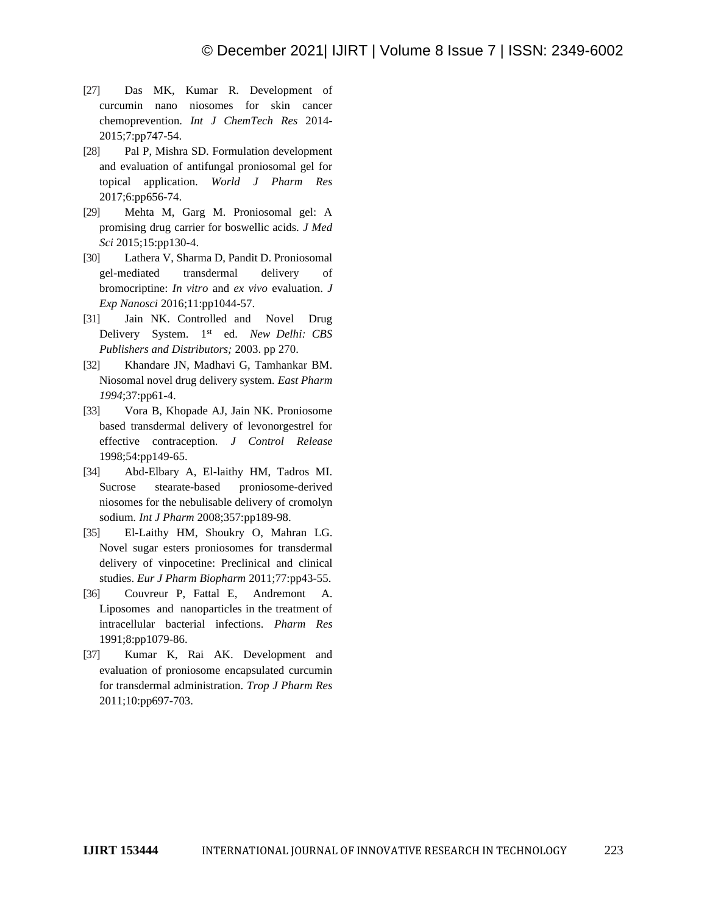[27] Das MK, Kumar R. Development of curcumin nano niosomes for skin cancer chemoprevention. *Int J ChemTech Res* 2014-2015;7:pp747-54.

[28] Pal P, Mishra SD. Formulation development and evaluation of antifungal proniosomal gel for topical application. *World J Pharm Res* 2017;6:pp656-74.

[29] Mehta M, Garg M. Proniosomal gel: A promising drug carrier for boswellic acids. *J Med Sci* 2015;15:pp130-4.

[30] Lathera V, Sharma D, Pandit D. Proniosomal gel-mediated transdermal delivery of bromocriptine: *In vitro* and *ex vivo* evaluation. *J Exp Nanosci* 2016;11:pp1044-57.

[31] Jain NK. Controlled and Novel Drug Delivery System. 1st ed. *New Delhi: CBS Publishers and Distributors;* 2003. pp 270.

[32] Khandare JN, Madhavi G, Tamhankar BM. Niosomal novel drug delivery system. *East Pharm 1994*;37:pp61-4.

[33] Vora B, Khopade AJ, Jain NK. Proniosome based transdermal delivery of levonorgestrel for effective contraception. *J Control Release* 1998;54:pp149-65.

[34] Abd-Elbary A, El-laithy HM, Tadros MI. Sucrose stearate-based proniosome-derived niosomes for the nebulisable delivery of cromolyn sodium. *Int J Pharm* 2008;357:pp189-98.

[35] El-Laithy HM, Shoukry O, Mahran LG. Novel sugar esters proniosomes for transdermal delivery of vinpocetine: Preclinical and clinical studies. *Eur J Pharm Biopharm* 2011;77:pp43-55.

[36] Couvreur P, Fattal E, Andremont A. Liposomes and nanoparticles in the treatment of intracellular bacterial infections. *Pharm Res* 1991;8:pp1079-86.

[37] Kumar K, Rai AK. Development and evaluation of proniosome encapsulated curcumin for transdermal administration. *Trop J Pharm Res* 2011;10:pp697-703.